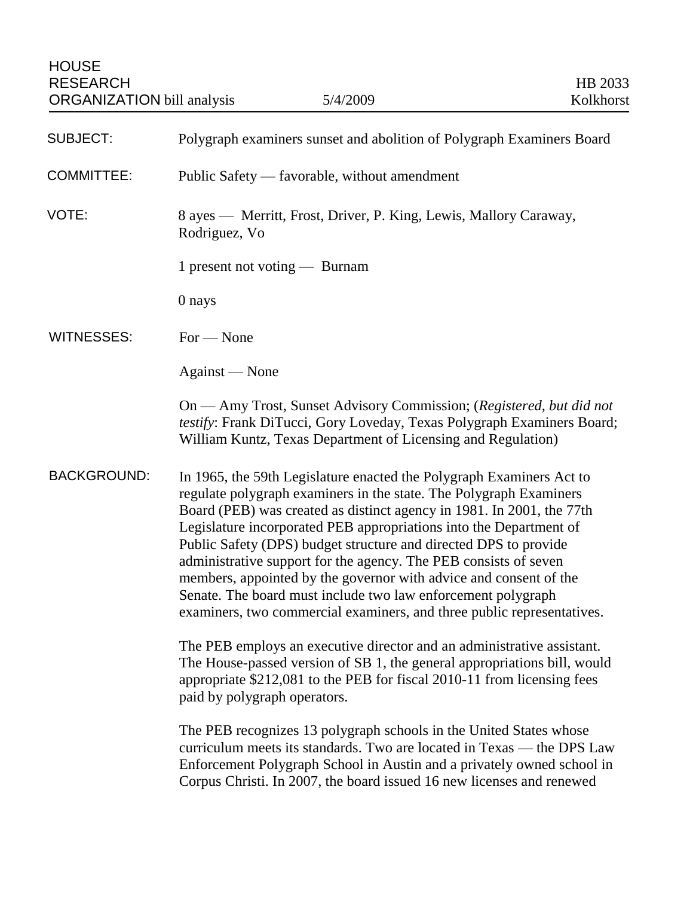HOUSE
RESEARCH
ORGANIZATION bill analysis

5/4/2009

HB 2033
Kolkhorst

| | |
|---|---|
| SUBJECT: | Polygraph examiners sunset and abolition of Polygraph Examiners Board |
| COMMITTEE: | Public Safety — favorable, without amendment |
| VOTE: | 8 ayes — Merritt, Frost, Driver, P. King, Lewis, Mallory Caraway, Rodriguez, Vo<br><br>1 present not voting — Burnam<br><br>0 nays |
| WITNESSES: | For — None<br><br>Against — None<br><br>On — Amy Trost, Sunset Advisory Commission; (*Registered, but did not testify*: Frank DiTucci, Gory Loveday, Texas Polygraph Examiners Board; William Kuntz, Texas Department of Licensing and Regulation) |

BACKGROUND: In 1965, the 59th Legislature enacted the Polygraph Examiners Act to regulate polygraph examiners in the state. The Polygraph Examiners Board (PEB) was created as distinct agency in 1981. In 2001, the 77th Legislature incorporated PEB appropriations into the Department of Public Safety (DPS) budget structure and directed DPS to provide administrative support for the agency. The PEB consists of seven members, appointed by the governor with advice and consent of the Senate. The board must include two law enforcement polygraph examiners, two commercial examiners, and three public representatives.

The PEB employs an executive director and an administrative assistant. The House-passed version of SB 1, the general appropriations bill, would appropriate $212,081 to the PEB for fiscal 2010-11 from licensing fees paid by polygraph operators.

The PEB recognizes 13 polygraph schools in the United States whose curriculum meets its standards. Two are located in Texas — the DPS Law Enforcement Polygraph School in Austin and a privately owned school in Corpus Christi. In 2007, the board issued 16 new licenses and renewed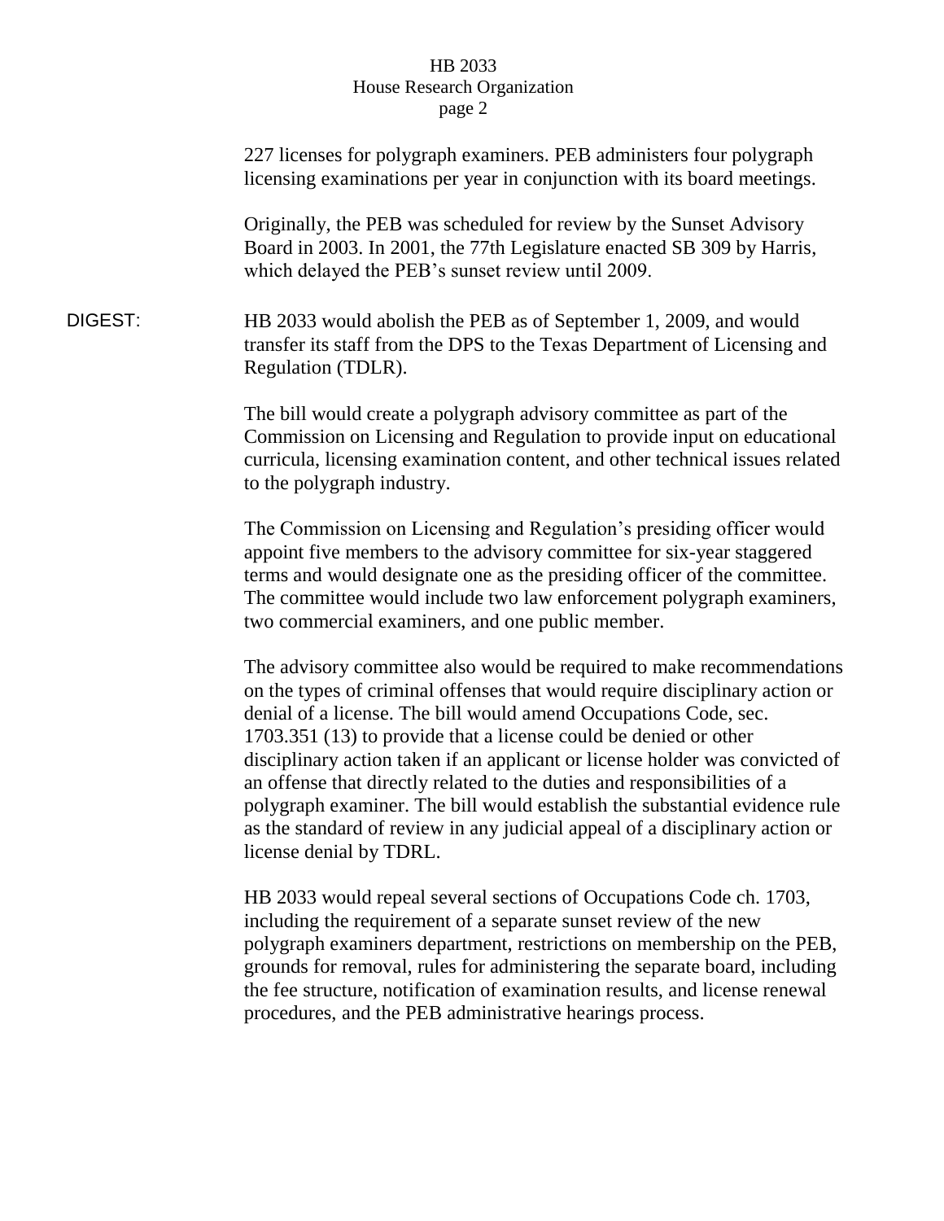227 licenses for polygraph examiners. PEB administers four polygraph licensing examinations per year in conjunction with its board meetings.

Originally, the PEB was scheduled for review by the Sunset Advisory Board in 2003. In 2001, the 77th Legislature enacted SB 309 by Harris, which delayed the PEB's sunset review until 2009.

**DIGEST:** HB 2033 would abolish the PEB as of September 1, 2009, and would transfer its staff from the DPS to the Texas Department of Licensing and Regulation (TDLR).

The bill would create a polygraph advisory committee as part of the Commission on Licensing and Regulation to provide input on educational curricula, licensing examination content, and other technical issues related to the polygraph industry.

The Commission on Licensing and Regulation's presiding officer would appoint five members to the advisory committee for six-year staggered terms and would designate one as the presiding officer of the committee. The committee would include two law enforcement polygraph examiners, two commercial examiners, and one public member.

The advisory committee also would be required to make recommendations on the types of criminal offenses that would require disciplinary action or denial of a license. The bill would amend Occupations Code, sec. 1703.351 (13) to provide that a license could be denied or other disciplinary action taken if an applicant or license holder was convicted of an offense that directly related to the duties and responsibilities of a polygraph examiner. The bill would establish the substantial evidence rule as the standard of review in any judicial appeal of a disciplinary action or license denial by TDRL.

HB 2033 would repeal several sections of Occupations Code ch. 1703, including the requirement of a separate sunset review of the new polygraph examiners department, restrictions on membership on the PEB, grounds for removal, rules for administering the separate board, including the fee structure, notification of examination results, and license renewal procedures, and the PEB administrative hearings process.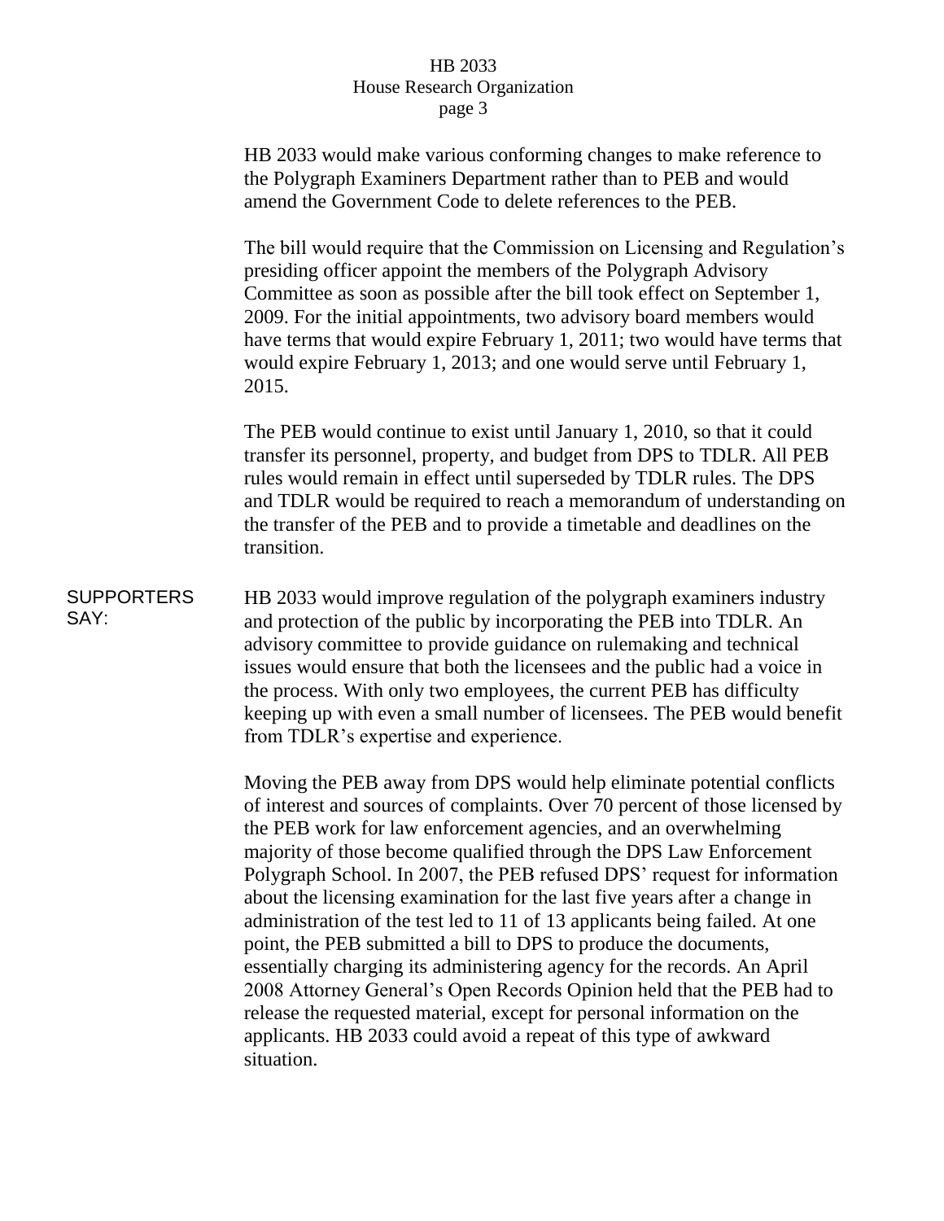HB 2033 would make various conforming changes to make reference to the Polygraph Examiners Department rather than to PEB and would amend the Government Code to delete references to the PEB.

The bill would require that the Commission on Licensing and Regulation's presiding officer appoint the members of the Polygraph Advisory Committee as soon as possible after the bill took effect on September 1, 2009. For the initial appointments, two advisory board members would have terms that would expire February 1, 2011; two would have terms that would expire February 1, 2013; and one would serve until February 1, 2015.

The PEB would continue to exist until January 1, 2010, so that it could transfer its personnel, property, and budget from DPS to TDLR. All PEB rules would remain in effect until superseded by TDLR rules. The DPS and TDLR would be required to reach a memorandum of understanding on the transfer of the PEB and to provide a timetable and deadlines on the transition.

**SUPPORTERS SAY:**

HB 2033 would improve regulation of the polygraph examiners industry and protection of the public by incorporating the PEB into TDLR. An advisory committee to provide guidance on rulemaking and technical issues would ensure that both the licensees and the public had a voice in the process. With only two employees, the current PEB has difficulty keeping up with even a small number of licensees. The PEB would benefit from TDLR's expertise and experience.

Moving the PEB away from DPS would help eliminate potential conflicts of interest and sources of complaints. Over 70 percent of those licensed by the PEB work for law enforcement agencies, and an overwhelming majority of those become qualified through the DPS Law Enforcement Polygraph School. In 2007, the PEB refused DPS' request for information about the licensing examination for the last five years after a change in administration of the test led to 11 of 13 applicants being failed. At one point, the PEB submitted a bill to DPS to produce the documents, essentially charging its administering agency for the records. An April 2008 Attorney General's Open Records Opinion held that the PEB had to release the requested material, except for personal information on the applicants. HB 2033 could avoid a repeat of this type of awkward situation.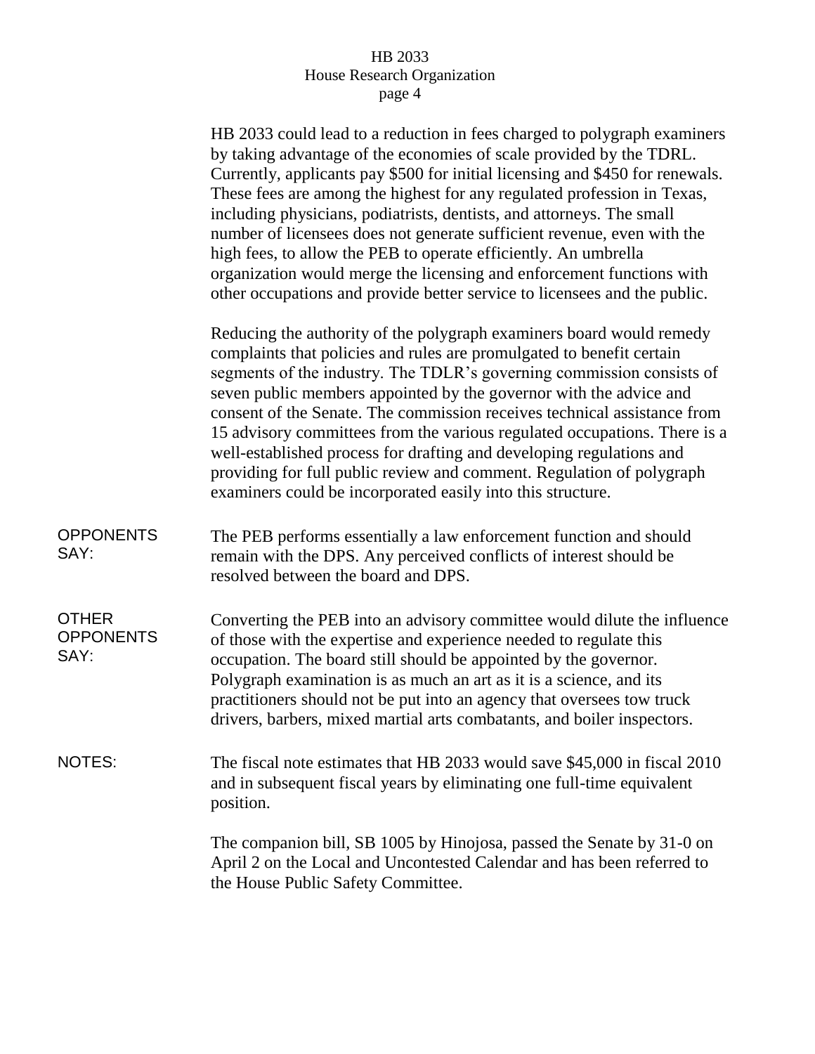HB 2033 could lead to a reduction in fees charged to polygraph examiners by taking advantage of the economies of scale provided by the TDRL. Currently, applicants pay $500 for initial licensing and $450 for renewals. These fees are among the highest for any regulated profession in Texas, including physicians, podiatrists, dentists, and attorneys. The small number of licensees does not generate sufficient revenue, even with the high fees, to allow the PEB to operate efficiently. An umbrella organization would merge the licensing and enforcement functions with other occupations and provide better service to licensees and the public.

Reducing the authority of the polygraph examiners board would remedy complaints that policies and rules are promulgated to benefit certain segments of the industry. The TDLR's governing commission consists of seven public members appointed by the governor with the advice and consent of the Senate. The commission receives technical assistance from 15 advisory committees from the various regulated occupations. There is a well-established process for drafting and developing regulations and providing for full public review and comment. Regulation of polygraph examiners could be incorporated easily into this structure.

**OPPONENTS SAY:** The PEB performs essentially a law enforcement function and should remain with the DPS. Any perceived conflicts of interest should be resolved between the board and DPS.

**OTHER OPPONENTS SAY:** Converting the PEB into an advisory committee would dilute the influence of those with the expertise and experience needed to regulate this occupation. The board still should be appointed by the governor. Polygraph examination is as much an art as it is a science, and its practitioners should not be put into an agency that oversees tow truck drivers, barbers, mixed martial arts combatants, and boiler inspectors.

**NOTES:** The fiscal note estimates that HB 2033 would save $45,000 in fiscal 2010 and in subsequent fiscal years by eliminating one full-time equivalent position.

The companion bill, SB 1005 by Hinojosa, passed the Senate by 31-0 on April 2 on the Local and Uncontested Calendar and has been referred to the House Public Safety Committee.